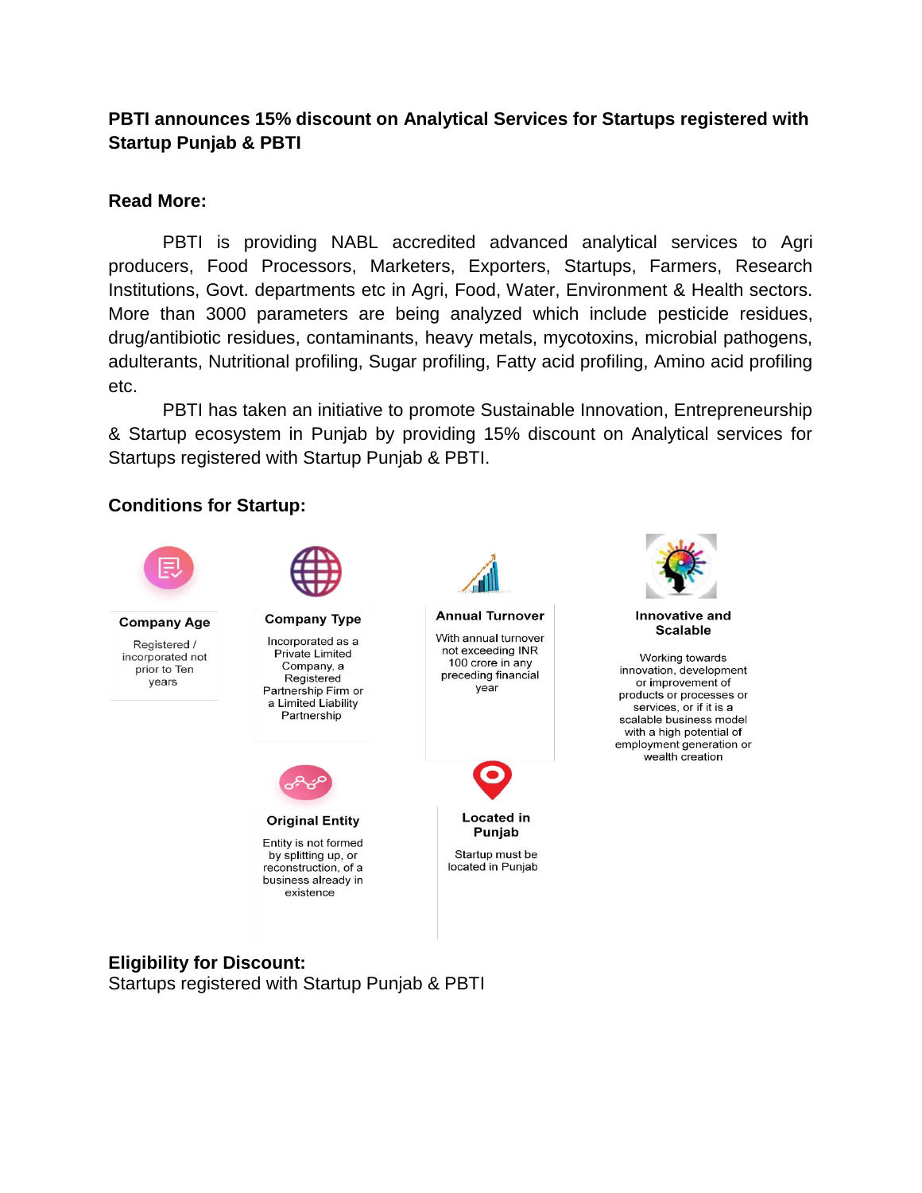**PBTI announces 15% discount on Analytical Services for Startups registered with Startup Punjab & PBTI**

**Read More:**

PBTI is providing NABL accredited advanced analytical services to Agri producers, Food Processors, Marketers, Exporters, Startups, Farmers, Research Institutions, Govt. departments etc in Agri, Food, Water, Environment & Health sectors. More than 3000 parameters are being analyzed which include pesticide residues, drug/antibiotic residues, contaminants, heavy metals, mycotoxins, microbial pathogens, adulterants, Nutritional profiling, Sugar profiling, Fatty acid profiling, Amino acid profiling etc.

PBTI has taken an initiative to promote Sustainable Innovation, Entrepreneurship & Startup ecosystem in Punjab by providing 15% discount on Analytical services for Startups registered with Startup Punjab & PBTI.

**Conditions for Startup:**

**Company Age**

Registered / incorporated not prior to Ten years

**Company Type**

Incorporated as a Private Limited Company, a Registered Partnership Firm or a Limited Liability Partnership

**Annual Turnover**

With annual turnover not exceeding INR 100 crore in any preceding financial year

**Innovative and Scalable**

Working towards innovation, development or improvement of products or processes or services, or if it is a scalable business model with a high potential of employment generation or wealth creation

**Original Entity**

Entity is not formed by splitting up, or reconstruction, of a business already in existence

**Located in Punjab**

Startup must be located in Punjab

**Eligibility for Discount:**
Startups registered with Startup Punjab & PBTI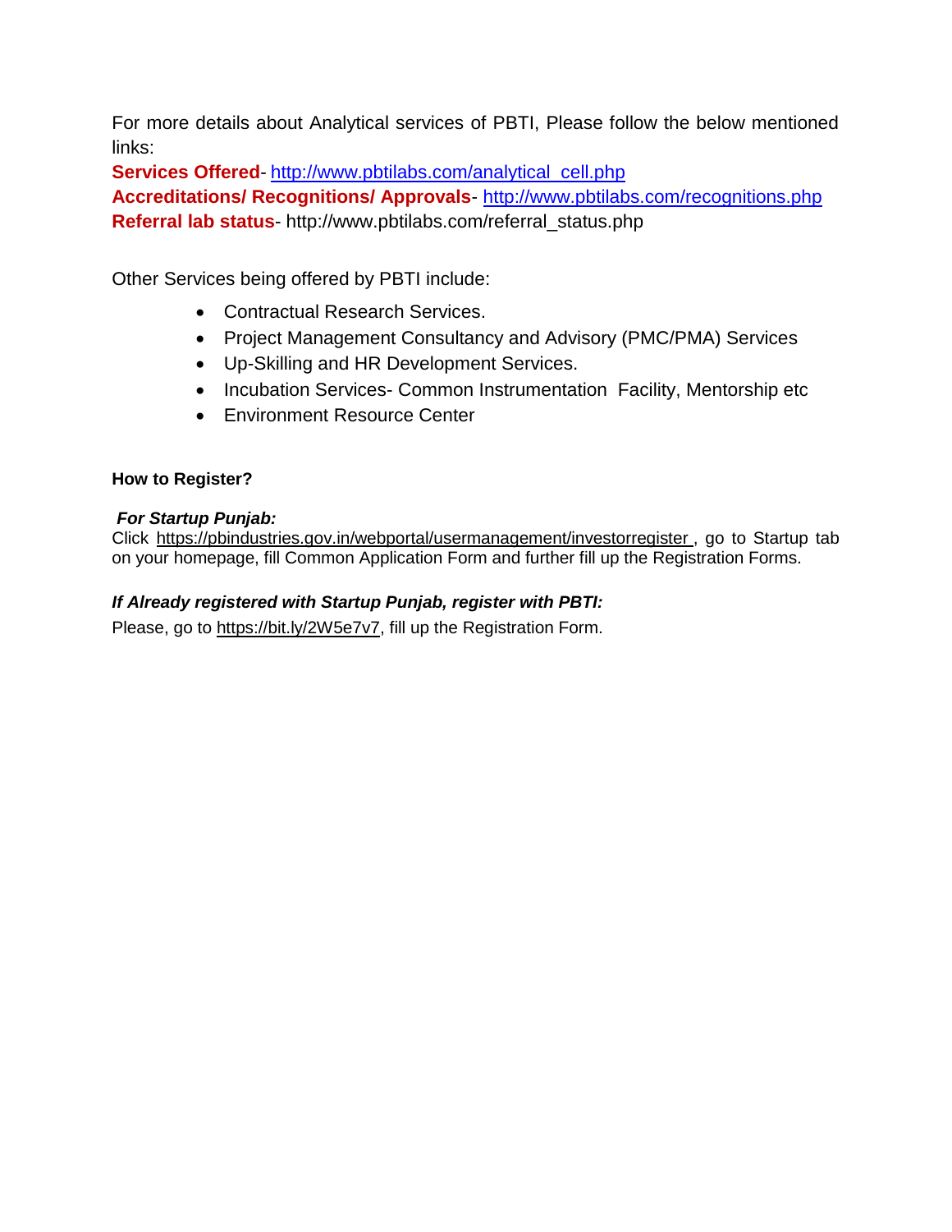For more details about Analytical services of PBTI, Please follow the below mentioned links:

**Services Offered**- http://www.pbtilabs.com/analytical_cell.php
**Accreditations/ Recognitions/ Approvals**- http://www.pbtilabs.com/recognitions.php
**Referral lab status**- http://www.pbtilabs.com/referral_status.php

Other Services being offered by PBTI include:

- Contractual Research Services.
- Project Management Consultancy and Advisory (PMC/PMA) Services
- Up-Skilling and HR Development Services.
- Incubation Services- Common Instrumentation Facility, Mentorship etc
- Environment Resource Center

**How to Register?**

***For Startup Punjab:***
Click https://pbindustries.gov.in/webportal/usermanagement/investorregister , go to Startup tab on your homepage, fill Common Application Form and further fill up the Registration Forms.

***If Already registered with Startup Punjab, register with PBTI:***
Please, go to https://bit.ly/2W5e7v7, fill up the Registration Form.